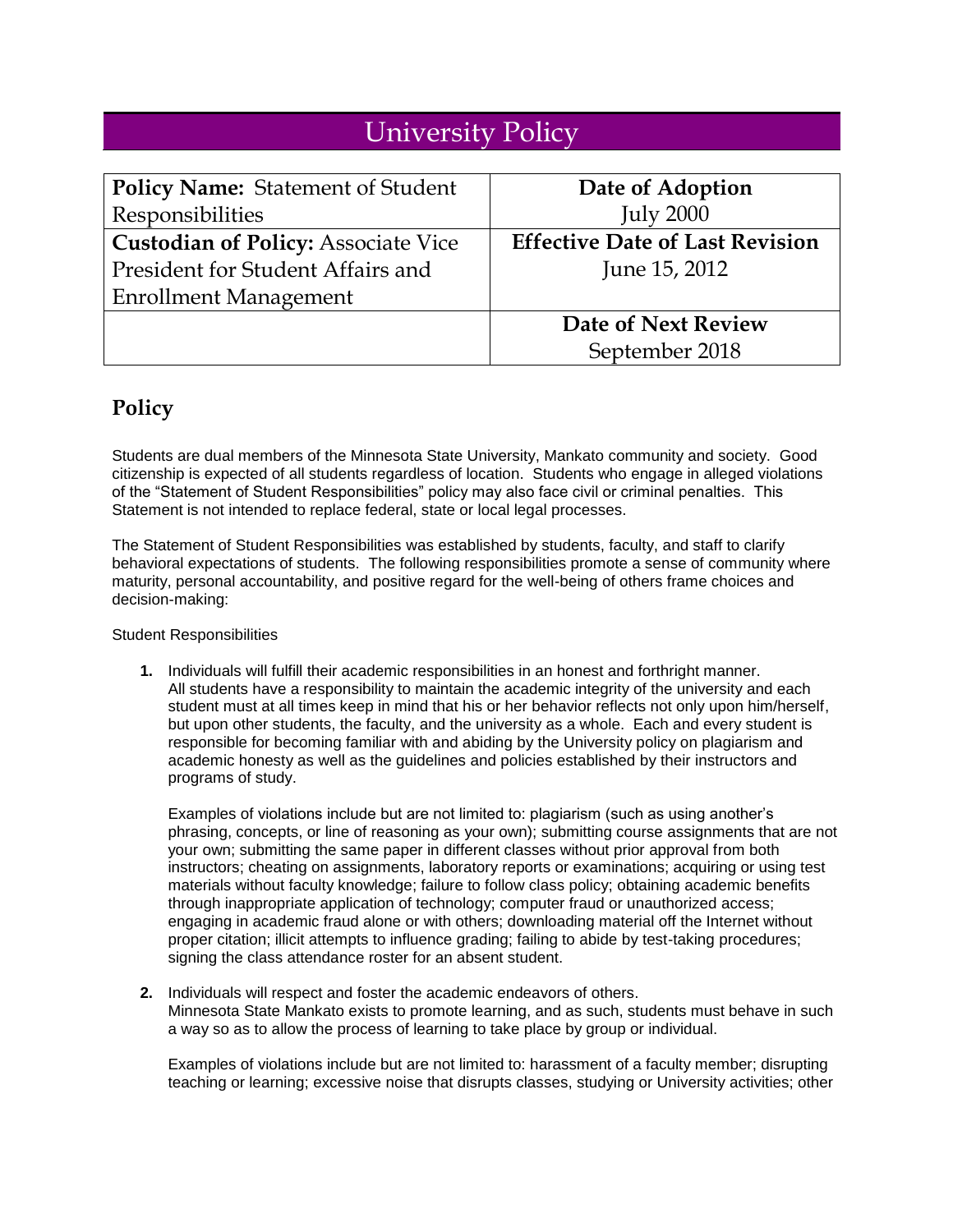# University Policy

| **Policy Name:** Statement of Student Responsibilities | **Date of Adoption** July 2000 |
|---|---|
| **Custodian of Policy:** Associate Vice President for Student Affairs and Enrollment Management | **Effective Date of Last Revision** June 15, 2012 |
| | **Date of Next Review** September 2018 |

## Policy

Students are dual members of the Minnesota State University, Mankato community and society. Good citizenship is expected of all students regardless of location. Students who engage in alleged violations of the "Statement of Student Responsibilities" policy may also face civil or criminal penalties. This Statement is not intended to replace federal, state or local legal processes.

The Statement of Student Responsibilities was established by students, faculty, and staff to clarify behavioral expectations of students. The following responsibilities promote a sense of community where maturity, personal accountability, and positive regard for the well-being of others frame choices and decision-making:

Student Responsibilities

1. Individuals will fulfill their academic responsibilities in an honest and forthright manner.
   All students have a responsibility to maintain the academic integrity of the university and each student must at all times keep in mind that his or her behavior reflects not only upon him/herself, but upon other students, the faculty, and the university as a whole. Each and every student is responsible for becoming familiar with and abiding by the University policy on plagiarism and academic honesty as well as the guidelines and policies established by their instructors and programs of study.

   Examples of violations include but are not limited to: plagiarism (such as using another's phrasing, concepts, or line of reasoning as your own); submitting course assignments that are not your own; submitting the same paper in different classes without prior approval from both instructors; cheating on assignments, laboratory reports or examinations; acquiring or using test materials without faculty knowledge; failure to follow class policy; obtaining academic benefits through inappropriate application of technology; computer fraud or unauthorized access; engaging in academic fraud alone or with others; downloading material off the Internet without proper citation; illicit attempts to influence grading; failing to abide by test-taking procedures; signing the class attendance roster for an absent student.

2. Individuals will respect and foster the academic endeavors of others.
   Minnesota State Mankato exists to promote learning, and as such, students must behave in such a way so as to allow the process of learning to take place by group or individual.

   Examples of violations include but are not limited to: harassment of a faculty member; disrupting teaching or learning; excessive noise that disrupts classes, studying or University activities; other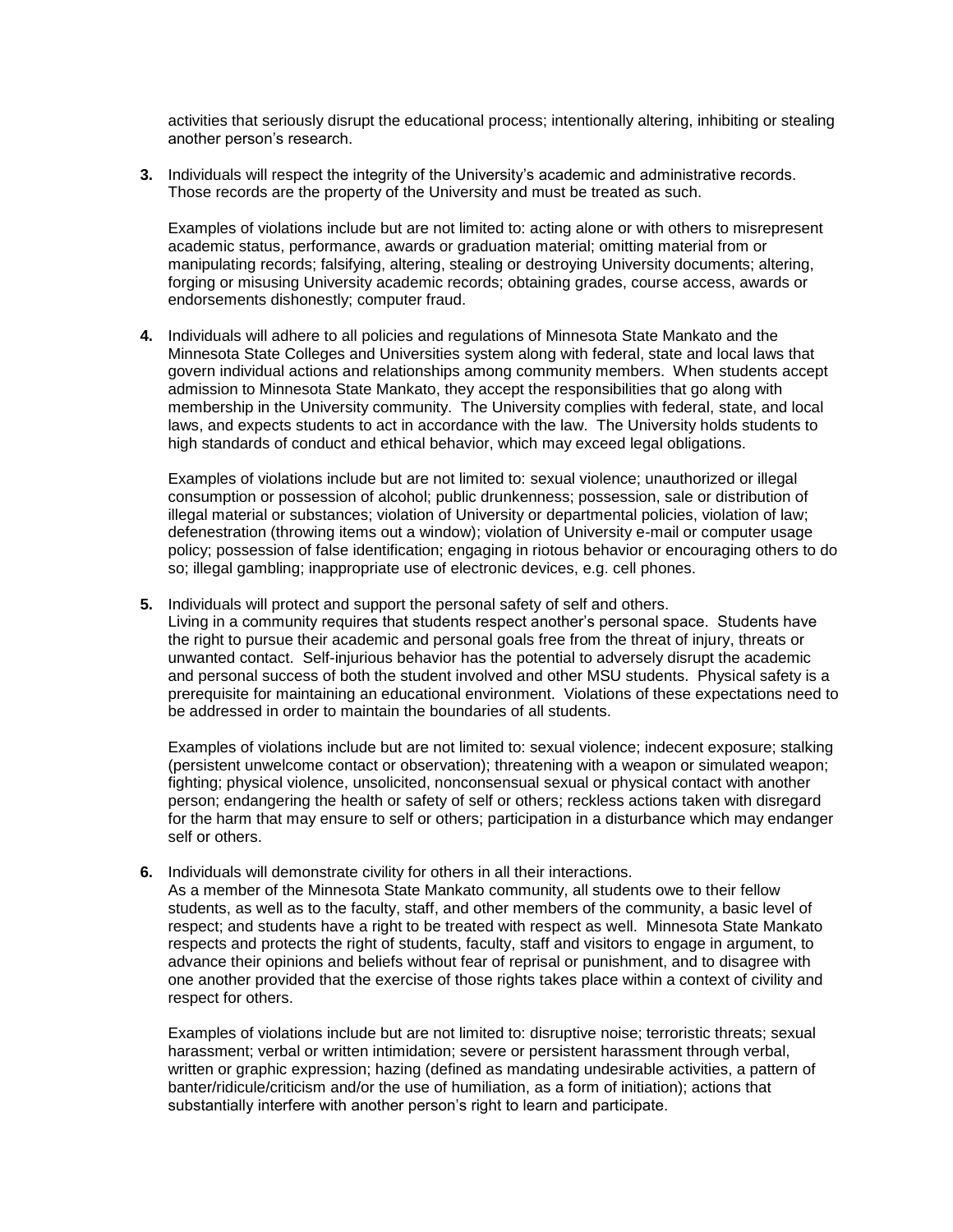activities that seriously disrupt the educational process; intentionally altering, inhibiting or stealing another person's research.

3. Individuals will respect the integrity of the University's academic and administrative records. Those records are the property of the University and must be treated as such.

   Examples of violations include but are not limited to: acting alone or with others to misrepresent academic status, performance, awards or graduation material; omitting material from or manipulating records; falsifying, altering, stealing or destroying University documents; altering, forging or misusing University academic records; obtaining grades, course access, awards or endorsements dishonestly; computer fraud.

4. Individuals will adhere to all policies and regulations of Minnesota State Mankato and the Minnesota State Colleges and Universities system along with federal, state and local laws that govern individual actions and relationships among community members. When students accept admission to Minnesota State Mankato, they accept the responsibilities that go along with membership in the University community. The University complies with federal, state, and local laws, and expects students to act in accordance with the law. The University holds students to high standards of conduct and ethical behavior, which may exceed legal obligations.

   Examples of violations include but are not limited to: sexual violence; unauthorized or illegal consumption or possession of alcohol; public drunkenness; possession, sale or distribution of illegal material or substances; violation of University or departmental policies, violation of law; defenestration (throwing items out a window); violation of University e-mail or computer usage policy; possession of false identification; engaging in riotous behavior or encouraging others to do so; illegal gambling; inappropriate use of electronic devices, e.g. cell phones.

5. Individuals will protect and support the personal safety of self and others.
   Living in a community requires that students respect another's personal space. Students have the right to pursue their academic and personal goals free from the threat of injury, threats or unwanted contact. Self-injurious behavior has the potential to adversely disrupt the academic and personal success of both the student involved and other MSU students. Physical safety is a prerequisite for maintaining an educational environment. Violations of these expectations need to be addressed in order to maintain the boundaries of all students.

   Examples of violations include but are not limited to: sexual violence; indecent exposure; stalking (persistent unwelcome contact or observation); threatening with a weapon or simulated weapon; fighting; physical violence, unsolicited, nonconsensual sexual or physical contact with another person; endangering the health or safety of self or others; reckless actions taken with disregard for the harm that may ensure to self or others; participation in a disturbance which may endanger self or others.

6. Individuals will demonstrate civility for others in all their interactions.
   As a member of the Minnesota State Mankato community, all students owe to their fellow students, as well as to the faculty, staff, and other members of the community, a basic level of respect; and students have a right to be treated with respect as well. Minnesota State Mankato respects and protects the right of students, faculty, staff and visitors to engage in argument, to advance their opinions and beliefs without fear of reprisal or punishment, and to disagree with one another provided that the exercise of those rights takes place within a context of civility and respect for others.

   Examples of violations include but are not limited to: disruptive noise; terroristic threats; sexual harassment; verbal or written intimidation; severe or persistent harassment through verbal, written or graphic expression; hazing (defined as mandating undesirable activities, a pattern of banter/ridicule/criticism and/or the use of humiliation, as a form of initiation); actions that substantially interfere with another person's right to learn and participate.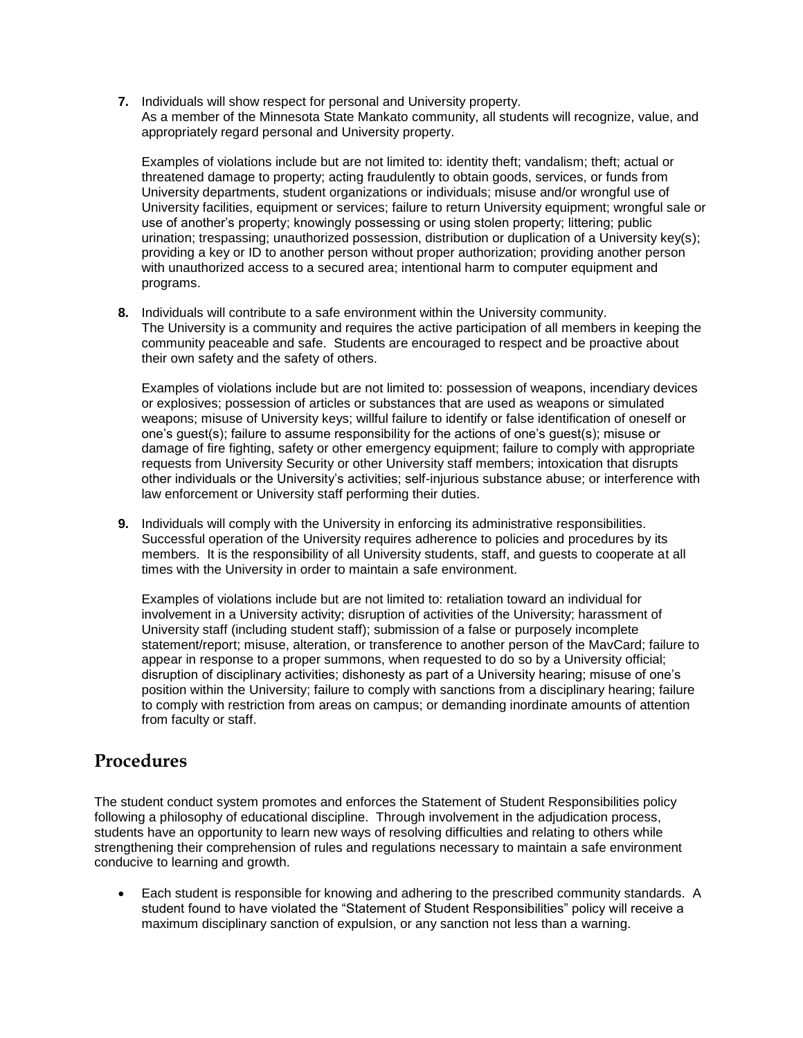**7.** Individuals will show respect for personal and University property.
As a member of the Minnesota State Mankato community, all students will recognize, value, and appropriately regard personal and University property.

Examples of violations include but are not limited to: identity theft; vandalism; theft; actual or threatened damage to property; acting fraudulently to obtain goods, services, or funds from University departments, student organizations or individuals; misuse and/or wrongful use of University facilities, equipment or services; failure to return University equipment; wrongful sale or use of another's property; knowingly possessing or using stolen property; littering; public urination; trespassing; unauthorized possession, distribution or duplication of a University key(s); providing a key or ID to another person without proper authorization; providing another person with unauthorized access to a secured area; intentional harm to computer equipment and programs.

**8.** Individuals will contribute to a safe environment within the University community.
The University is a community and requires the active participation of all members in keeping the community peaceable and safe. Students are encouraged to respect and be proactive about their own safety and the safety of others.

Examples of violations include but are not limited to: possession of weapons, incendiary devices or explosives; possession of articles or substances that are used as weapons or simulated weapons; misuse of University keys; willful failure to identify or false identification of oneself or one's guest(s); failure to assume responsibility for the actions of one's guest(s); misuse or damage of fire fighting, safety or other emergency equipment; failure to comply with appropriate requests from University Security or other University staff members; intoxication that disrupts other individuals or the University's activities; self-injurious substance abuse; or interference with law enforcement or University staff performing their duties.

**9.** Individuals will comply with the University in enforcing its administrative responsibilities.
Successful operation of the University requires adherence to policies and procedures by its members. It is the responsibility of all University students, staff, and guests to cooperate at all times with the University in order to maintain a safe environment.

Examples of violations include but are not limited to: retaliation toward an individual for involvement in a University activity; disruption of activities of the University; harassment of University staff (including student staff); submission of a false or purposely incomplete statement/report; misuse, alteration, or transference to another person of the MavCard; failure to appear in response to a proper summons, when requested to do so by a University official; disruption of disciplinary activities; dishonesty as part of a University hearing; misuse of one's position within the University; failure to comply with sanctions from a disciplinary hearing; failure to comply with restriction from areas on campus; or demanding inordinate amounts of attention from faculty or staff.

## Procedures

The student conduct system promotes and enforces the Statement of Student Responsibilities policy following a philosophy of educational discipline. Through involvement in the adjudication process, students have an opportunity to learn new ways of resolving difficulties and relating to others while strengthening their comprehension of rules and regulations necessary to maintain a safe environment conducive to learning and growth.

- Each student is responsible for knowing and adhering to the prescribed community standards. A student found to have violated the "Statement of Student Responsibilities" policy will receive a maximum disciplinary sanction of expulsion, or any sanction not less than a warning.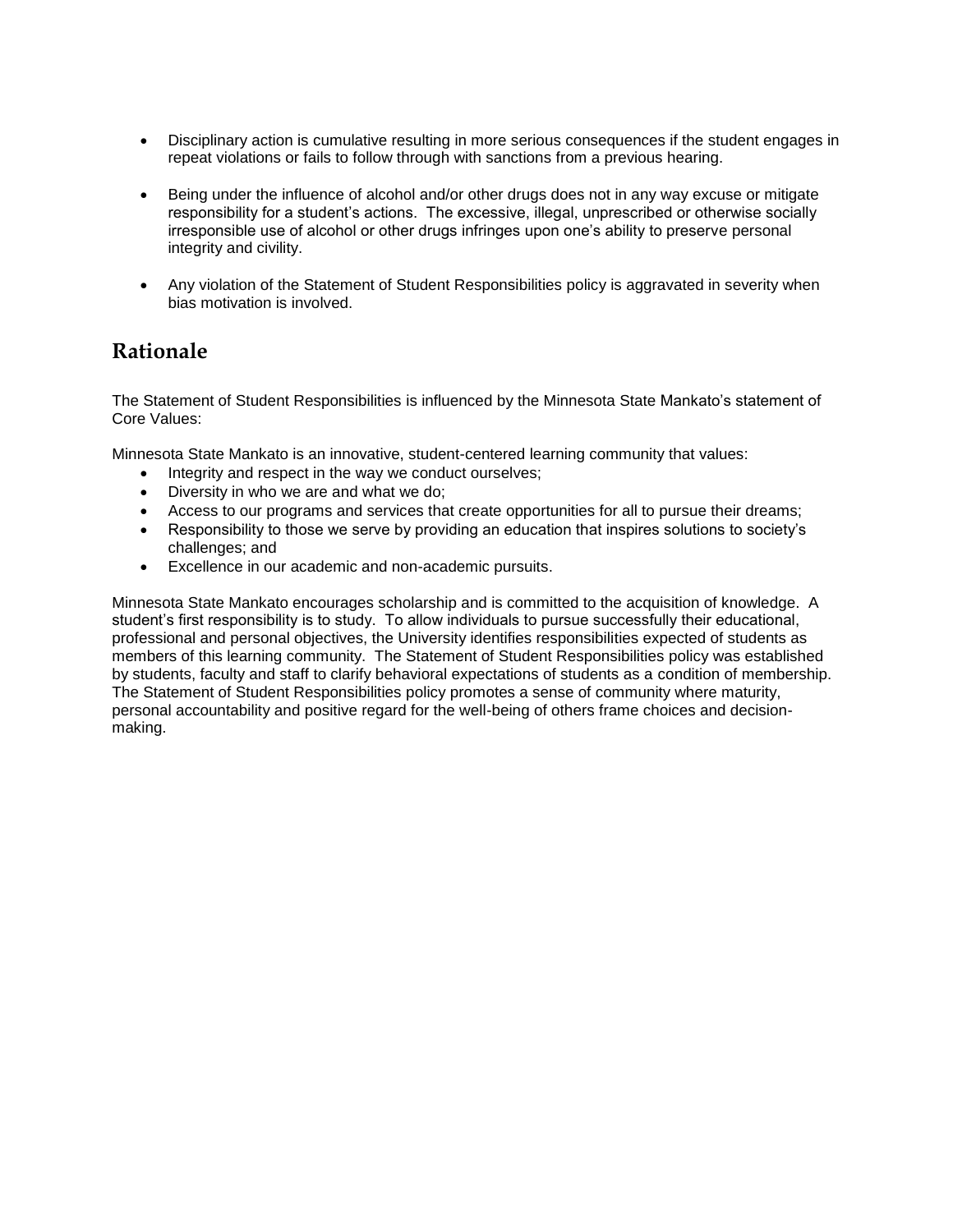- Disciplinary action is cumulative resulting in more serious consequences if the student engages in repeat violations or fails to follow through with sanctions from a previous hearing.

- Being under the influence of alcohol and/or other drugs does not in any way excuse or mitigate responsibility for a student's actions. The excessive, illegal, unprescribed or otherwise socially irresponsible use of alcohol or other drugs infringes upon one's ability to preserve personal integrity and civility.

- Any violation of the Statement of Student Responsibilities policy is aggravated in severity when bias motivation is involved.

## Rationale

The Statement of Student Responsibilities is influenced by the Minnesota State Mankato's statement of Core Values:

Minnesota State Mankato is an innovative, student-centered learning community that values:

- Integrity and respect in the way we conduct ourselves;
- Diversity in who we are and what we do;
- Access to our programs and services that create opportunities for all to pursue their dreams;
- Responsibility to those we serve by providing an education that inspires solutions to society's challenges; and
- Excellence in our academic and non-academic pursuits.

Minnesota State Mankato encourages scholarship and is committed to the acquisition of knowledge. A student's first responsibility is to study. To allow individuals to pursue successfully their educational, professional and personal objectives, the University identifies responsibilities expected of students as members of this learning community. The Statement of Student Responsibilities policy was established by students, faculty and staff to clarify behavioral expectations of students as a condition of membership. The Statement of Student Responsibilities policy promotes a sense of community where maturity, personal accountability and positive regard for the well-being of others frame choices and decision-making.